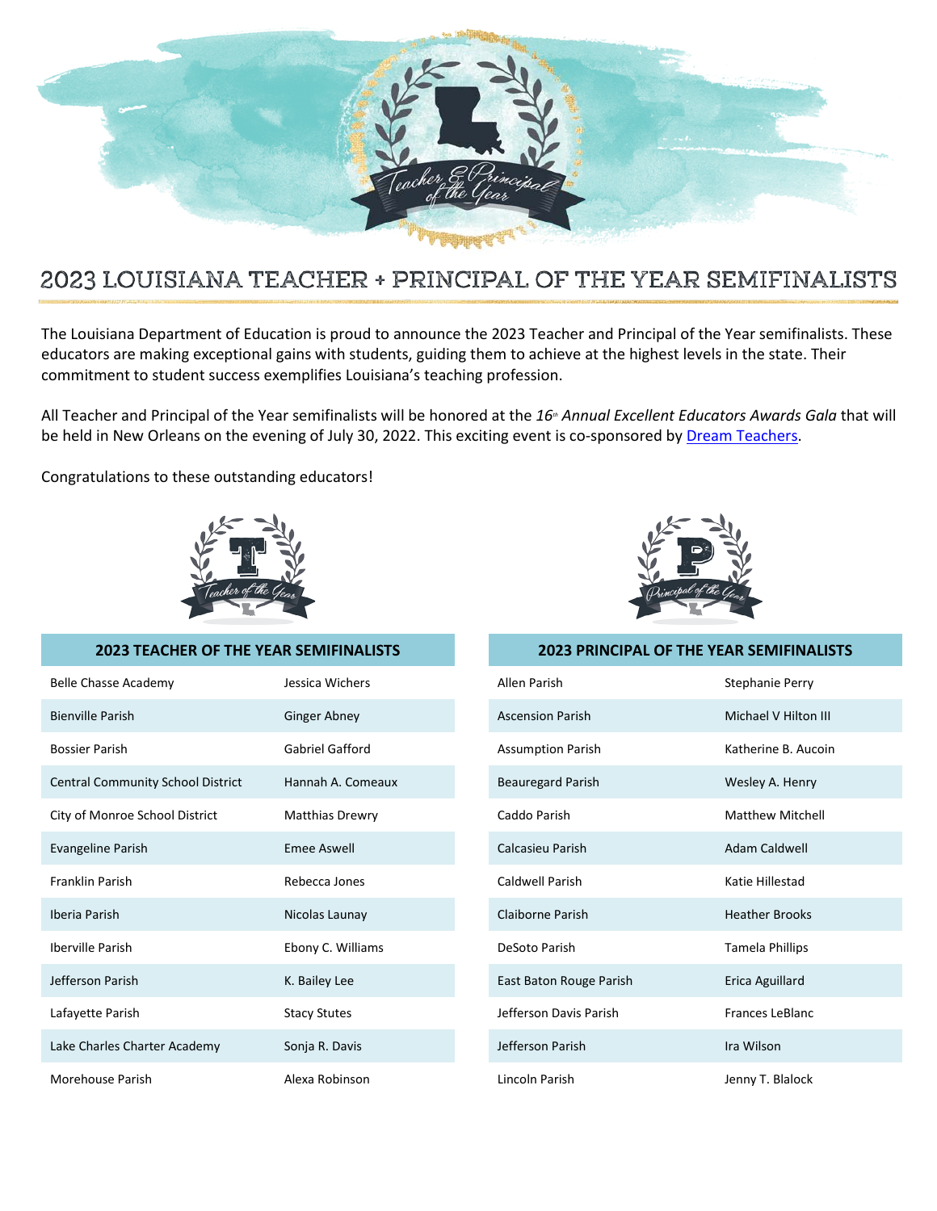# 2023 LOUISIANA TEACHER + PRINCIPAL OF THE YEAR SEMIFINALISTS

The Louisiana Department of Education is proud to announce the 2023 Teacher and Principal of the Year semifinalists. These educators are making exceptional gains with students, guiding them to achieve at the highest levels in the state. Their commitment to student success exemplifies Louisiana's teaching profession.

All Teacher and Principal of the Year semifinalists will be honored at the *16th Annual Excellent Educators Awards Gala* that will be held in New Orleans on the evening of July 30, 2022. This exciting event is co-sponsored by Dream Teachers.

Congratulations to these outstanding educators!

| 2023 TEACHER OF THE YEAR SEMIFINALISTS | |
|---|---|
| Belle Chasse Academy | Jessica Wichers |
| Bienville Parish | Ginger Abney |
| Bossier Parish | Gabriel Gafford |
| Central Community School District | Hannah A. Comeaux |
| City of Monroe School District | Matthias Drewry |
| Evangeline Parish | Emee Aswell |
| Franklin Parish | Rebecca Jones |
| Iberia Parish | Nicolas Launay |
| Iberville Parish | Ebony C. Williams |
| Jefferson Parish | K. Bailey Lee |
| Lafayette Parish | Stacy Stutes |
| Lake Charles Charter Academy | Sonja R. Davis |
| Morehouse Parish | Alexa Robinson |

| 2023 PRINCIPAL OF THE YEAR SEMIFINALISTS | |
|---|---|
| Allen Parish | Stephanie Perry |
| Ascension Parish | Michael V Hilton III |
| Assumption Parish | Katherine B. Aucoin |
| Beauregard Parish | Wesley A. Henry |
| Caddo Parish | Matthew Mitchell |
| Calcasieu Parish | Adam Caldwell |
| Caldwell Parish | Katie Hillestad |
| Claiborne Parish | Heather Brooks |
| DeSoto Parish | Tamela Phillips |
| East Baton Rouge Parish | Erica Aguillard |
| Jefferson Davis Parish | Frances LeBlanc |
| Jefferson Parish | Ira Wilson |
| Lincoln Parish | Jenny T. Blalock |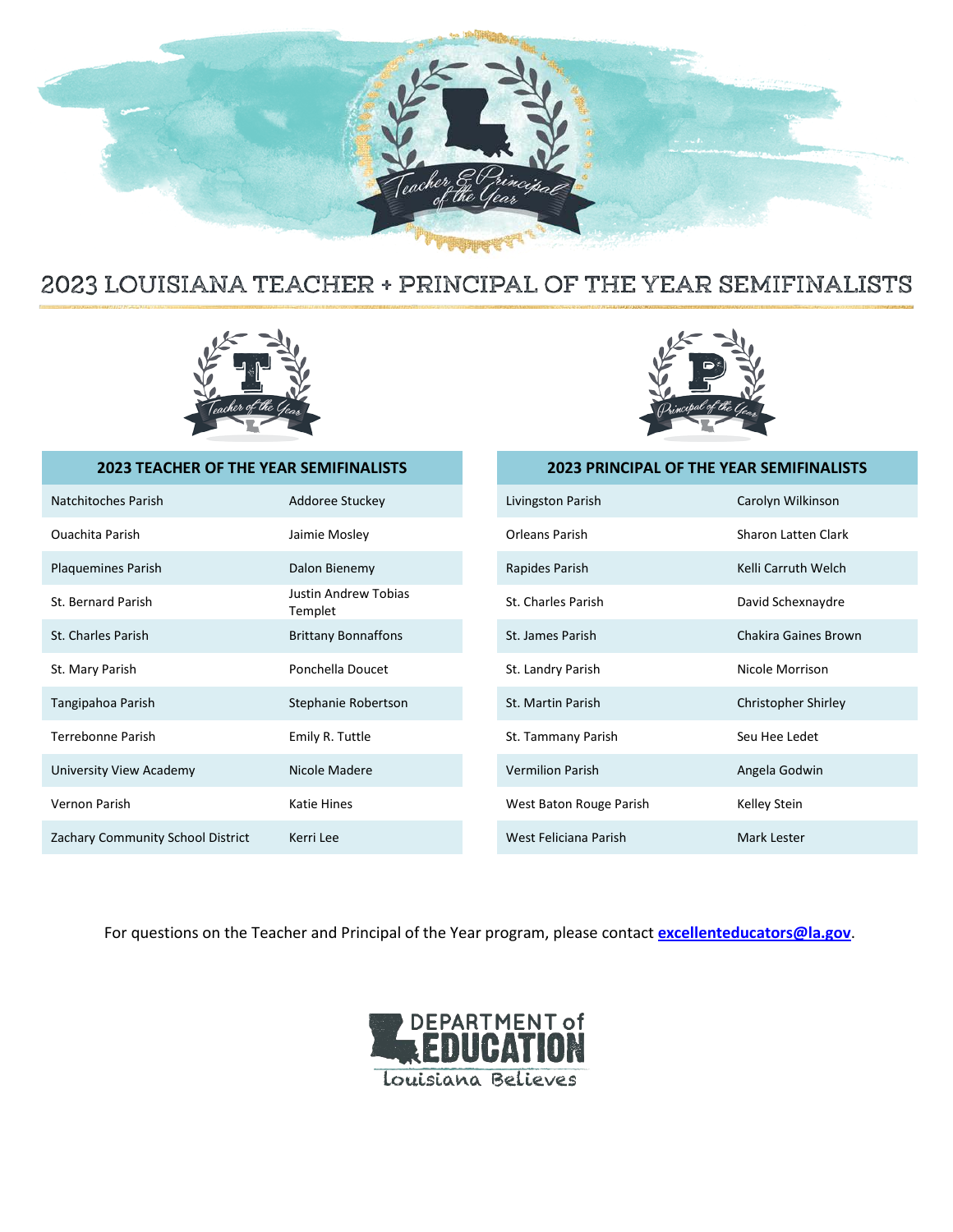# 2023 LOUISIANA TEACHER + PRINCIPAL OF THE YEAR SEMIFINALISTS

| 2023 TEACHER OF THE YEAR SEMIFINALISTS | |
|---|---|
| Natchitoches Parish | Addoree Stuckey |
| Ouachita Parish | Jaimie Mosley |
| Plaquemines Parish | Dalon Bienemy |
| St. Bernard Parish | Justin Andrew Tobias Templet |
| St. Charles Parish | Brittany Bonnaffons |
| St. Mary Parish | Ponchella Doucet |
| Tangipahoa Parish | Stephanie Robertson |
| Terrebonne Parish | Emily R. Tuttle |
| University View Academy | Nicole Madere |
| Vernon Parish | Katie Hines |
| Zachary Community School District | Kerri Lee |

| 2023 PRINCIPAL OF THE YEAR SEMIFINALISTS | |
|---|---|
| Livingston Parish | Carolyn Wilkinson |
| Orleans Parish | Sharon Latten Clark |
| Rapides Parish | Kelli Carruth Welch |
| St. Charles Parish | David Schexnaydre |
| St. James Parish | Chakira Gaines Brown |
| St. Landry Parish | Nicole Morrison |
| St. Martin Parish | Christopher Shirley |
| St. Tammany Parish | Seu Hee Ledet |
| Vermilion Parish | Angela Godwin |
| West Baton Rouge Parish | Kelley Stein |
| West Feliciana Parish | Mark Lester |

For questions on the Teacher and Principal of the Year program, please contact **excellenteducators@la.gov**.

DEPARTMENT of EDUCATION

Louisiana Believes